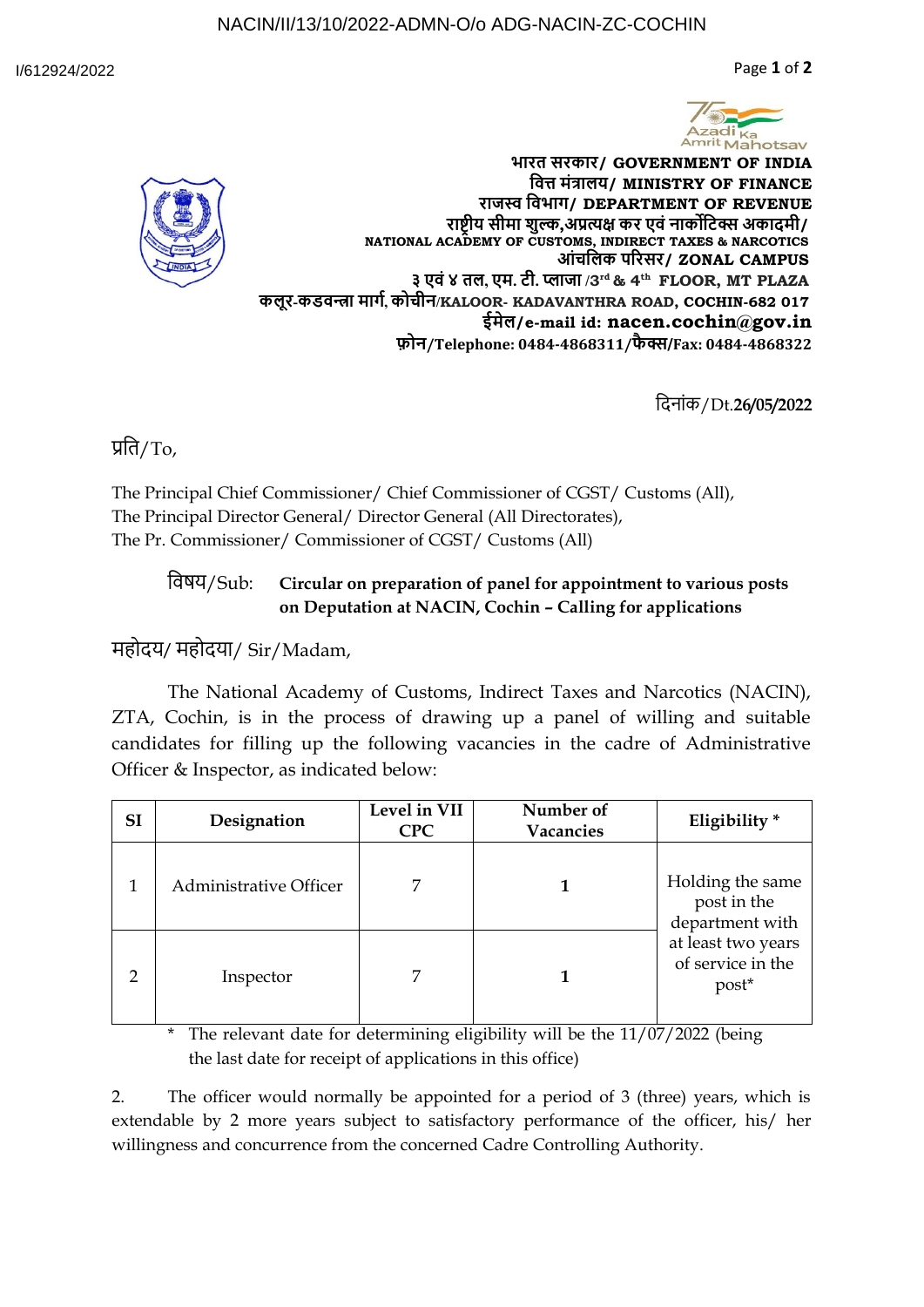NACIN/II/13/10/2022-ADMN-O/o ADG-NACIN-ZC-COCHIN

I/612924/2022

**भारत सरकार/ GOVERNMENT OF INDIA**
**वित्त मंत्रालय/ MINISTRY OF FINANCE**
**राजस्व विभाग/ DEPARTMENT OF REVENUE**
**राष्ट्रीय सीमा शुल्क,अप्रत्यक्ष कर एवं नार्कोटिक्स अकादमी/**
**NATIONAL ACADEMY OF CUSTOMS, INDIRECT TAXES & NARCOTICS**
**आंचलिक परिसर/ ZONAL CAMPUS**
**३ एवं ४ तल, एम. टी. प्लाजा /3rd & 4th FLOOR, MT PLAZA**
**कलूर-कडवन्त्रा मार्ग, कोचीन/KALOOR- KADAVANTHRA ROAD, COCHIN-682 017**
**ईमेल/e-mail id: nacen.cochin@gov.in**
**फ़ोन/Telephone: 0484-4868311/फैक्स/Fax: 0484-4868322**

दिनांक/Dt.**26/05/2022**

प्रति/To,

The Principal Chief Commissioner/ Chief Commissioner of CGST/ Customs (All),
The Principal Director General/ Director General (All Directorates),
The Pr. Commissioner/ Commissioner of CGST/ Customs (All)

विषय/Sub: **Circular on preparation of panel for appointment to various posts on Deputation at NACIN, Cochin – Calling for applications**

महोदय/ महोदया/ Sir/Madam,

The National Academy of Customs, Indirect Taxes and Narcotics (NACIN), ZTA, Cochin, is in the process of drawing up a panel of willing and suitable candidates for filling up the following vacancies in the cadre of Administrative Officer & Inspector, as indicated below:

| SI | Designation | Level in VII CPC | Number of Vacancies | Eligibility * |
|---|---|---|---|---|
| 1 | Administrative Officer | 7 | **1** | Holding the same post in the department with at least two years of service in the post* |
| 2 | Inspector | 7 | **1** | |

\* The relevant date for determining eligibility will be the 11/07/2022 (being the last date for receipt of applications in this office)

2. The officer would normally be appointed for a period of 3 (three) years, which is extendable by 2 more years subject to satisfactory performance of the officer, his/ her willingness and concurrence from the concerned Cadre Controlling Authority.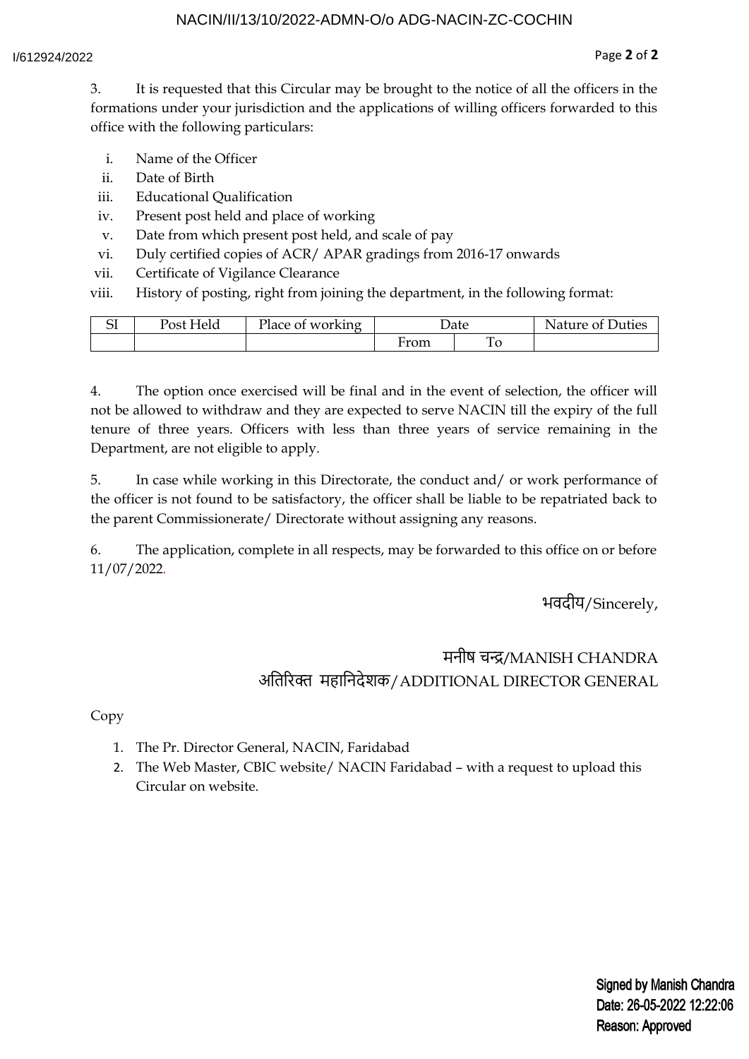3. It is requested that this Circular may be brought to the notice of all the officers in the formations under your jurisdiction and the applications of willing officers forwarded to this office with the following particulars:

i. Name of the Officer
ii. Date of Birth
iii. Educational Qualification
iv. Present post held and place of working
v. Date from which present post held, and scale of pay
vi. Duly certified copies of ACR/ APAR gradings from 2016-17 onwards
vii. Certificate of Vigilance Clearance
viii. History of posting, right from joining the department, in the following format:

| SI | Post Held | Place of working | Date | | Nature of Duties |
|---|---|---|---|---|---|
| | | | From | To | |

4. The option once exercised will be final and in the event of selection, the officer will not be allowed to withdraw and they are expected to serve NACIN till the expiry of the full tenure of three years. Officers with less than three years of service remaining in the Department, are not eligible to apply.

5. In case while working in this Directorate, the conduct and/ or work performance of the officer is not found to be satisfactory, the officer shall be liable to be repatriated back to the parent Commissionerate/ Directorate without assigning any reasons.

6. The application, complete in all respects, may be forwarded to this office on or before 11/07/2022.

भवदीय/Sincerely,

मनीष चन्द्र/MANISH CHANDRA
अतिरिक्त महानिदेशक/ADDITIONAL DIRECTOR GENERAL

Copy

1. The Pr. Director General, NACIN, Faridabad
2. The Web Master, CBIC website/ NACIN Faridabad – with a request to upload this Circular on website.

Signed by Manish Chandra
Date: 26-05-2022 12:22:06
Reason: Approved